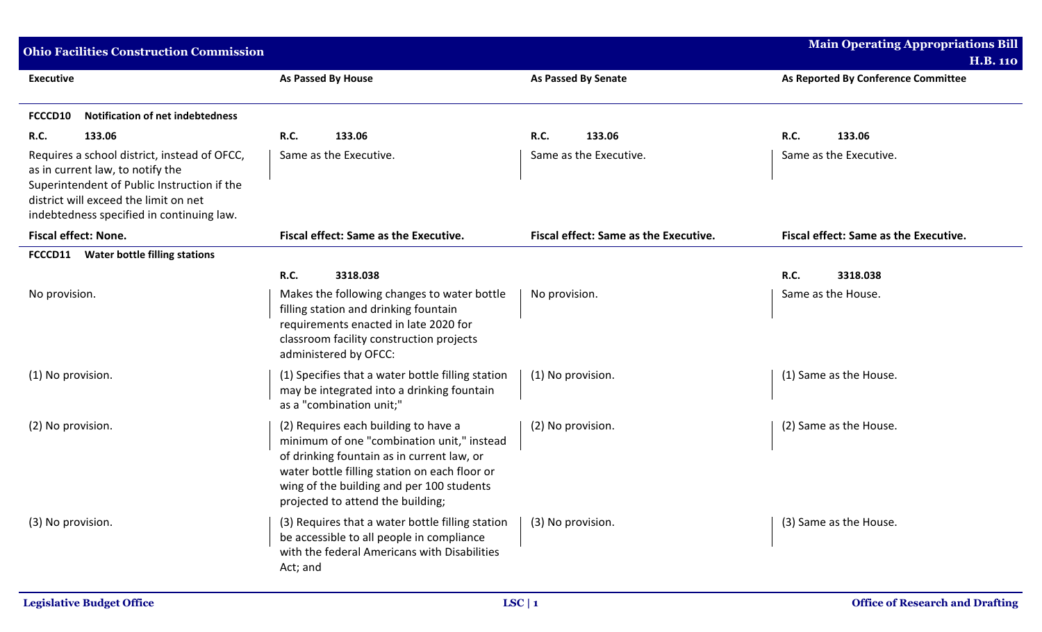| Executive | As Passed By House | As Passed By Senate | As Reported By Conference Committee |
|---|---|---|---|
| **FCCCD10 Notification of net indebtedness** | | | |
| **R.C. 133.06** | **R.C. 133.06** | **R.C. 133.06** | **R.C. 133.06** |
| Requires a school district, instead of OFCC, as in current law, to notify the Superintendent of Public Instruction if the district will exceed the limit on net indebtedness specified in continuing law. | Same as the Executive. | Same as the Executive. | Same as the Executive. |
| **Fiscal effect: None.** | **Fiscal effect: Same as the Executive.** | **Fiscal effect: Same as the Executive.** | **Fiscal effect: Same as the Executive.** |
| **FCCCD11 Water bottle filling stations** | | | |
| | **R.C. 3318.038** | | **R.C. 3318.038** |
| No provision. | Makes the following changes to water bottle filling station and drinking fountain requirements enacted in late 2020 for classroom facility construction projects administered by OFCC: | No provision. | Same as the House. |
| (1) No provision. | (1) Specifies that a water bottle filling station may be integrated into a drinking fountain as a "combination unit;" | (1) No provision. | (1) Same as the House. |
| (2) No provision. | (2) Requires each building to have a minimum of one "combination unit," instead of drinking fountain as in current law, or water bottle filling station on each floor or wing of the building and per 100 students projected to attend the building; | (2) No provision. | (2) Same as the House. |
| (3) No provision. | (3) Requires that a water bottle filling station be accessible to all people in compliance with the federal Americans with Disabilities Act; and | (3) No provision. | (3) Same as the House. |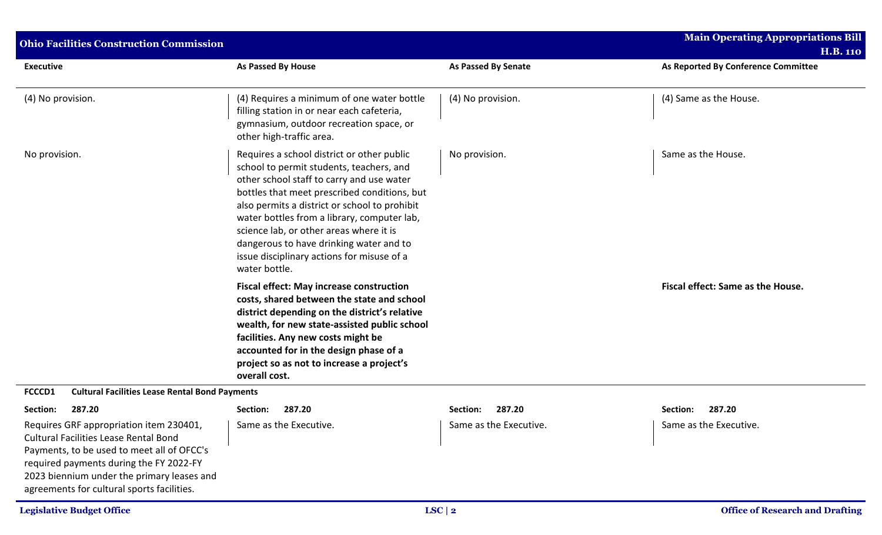| Executive | As Passed By House | As Passed By Senate | As Reported By Conference Committee |
|---|---|---|---|
| (4) No provision. | (4) Requires a minimum of one water bottle filling station in or near each cafeteria, gymnasium, outdoor recreation space, or other high-traffic area. | (4) No provision. | (4) Same as the House. |
| No provision. | Requires a school district or other public school to permit students, teachers, and other school staff to carry and use water bottles that meet prescribed conditions, but also permits a district or school to prohibit water bottles from a library, computer lab, science lab, or other areas where it is dangerous to have drinking water and to issue disciplinary actions for misuse of a water bottle. | No provision. | Same as the House. |
| | **Fiscal effect: May increase construction costs, shared between the state and school district depending on the district's relative wealth, for new state-assisted public school facilities. Any new costs might be accounted for in the design phase of a project so as not to increase a project's overall cost.** | | **Fiscal effect: Same as the House.** |
| **FCCCD1 Cultural Facilities Lease Rental Bond Payments** | | | |
| **Section: 287.20** | **Section: 287.20** | **Section: 287.20** | **Section: 287.20** |
| Requires GRF appropriation item 230401, Cultural Facilities Lease Rental Bond Payments, to be used to meet all of OFCC's required payments during the FY 2022-FY 2023 biennium under the primary leases and agreements for cultural sports facilities. | Same as the Executive. | Same as the Executive. | Same as the Executive. |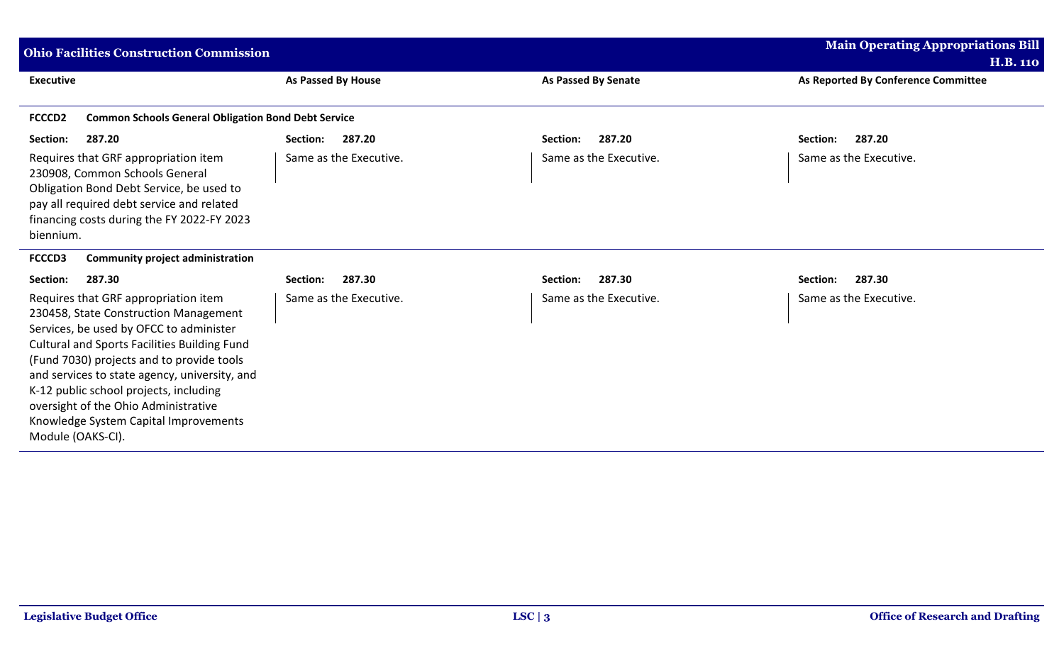| Executive | As Passed By House | As Passed By Senate | As Reported By Conference Committee |
|---|---|---|---|
| **FCCCD2 Common Schools General Obligation Bond Debt Service** | | | |
| **Section: 287.20** | **Section: 287.20** | **Section: 287.20** | **Section: 287.20** |
| Requires that GRF appropriation item 230908, Common Schools General Obligation Bond Debt Service, be used to pay all required debt service and related financing costs during the FY 2022-FY 2023 biennium. | Same as the Executive. | Same as the Executive. | Same as the Executive. |
| **FCCCD3 Community project administration** | | | |
| **Section: 287.30** | **Section: 287.30** | **Section: 287.30** | **Section: 287.30** |
| Requires that GRF appropriation item 230458, State Construction Management Services, be used by OFCC to administer Cultural and Sports Facilities Building Fund (Fund 7030) projects and to provide tools and services to state agency, university, and K-12 public school projects, including oversight of the Ohio Administrative Knowledge System Capital Improvements Module (OAKS-CI). | Same as the Executive. | Same as the Executive. | Same as the Executive. |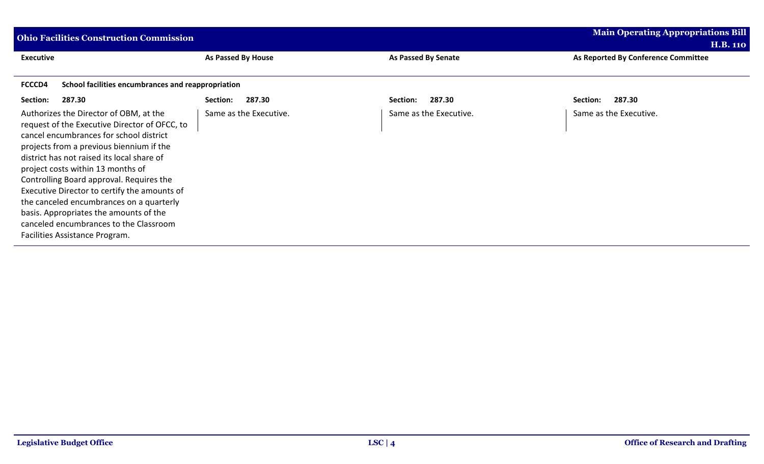| Executive | As Passed By House | As Passed By Senate | As Reported By Conference Committee |
|---|---|---|---|
| **FCCCD4 School facilities encumbrances and reappropriation** | | | |
| **Section: 287.30** | **Section: 287.30** | **Section: 287.30** | **Section: 287.30** |
| Authorizes the Director of OBM, at the request of the Executive Director of OFCC, to cancel encumbrances for school district projects from a previous biennium if the district has not raised its local share of project costs within 13 months of Controlling Board approval. Requires the Executive Director to certify the amounts of the canceled encumbrances on a quarterly basis. Appropriates the amounts of the canceled encumbrances to the Classroom Facilities Assistance Program. | Same as the Executive. | Same as the Executive. | Same as the Executive. |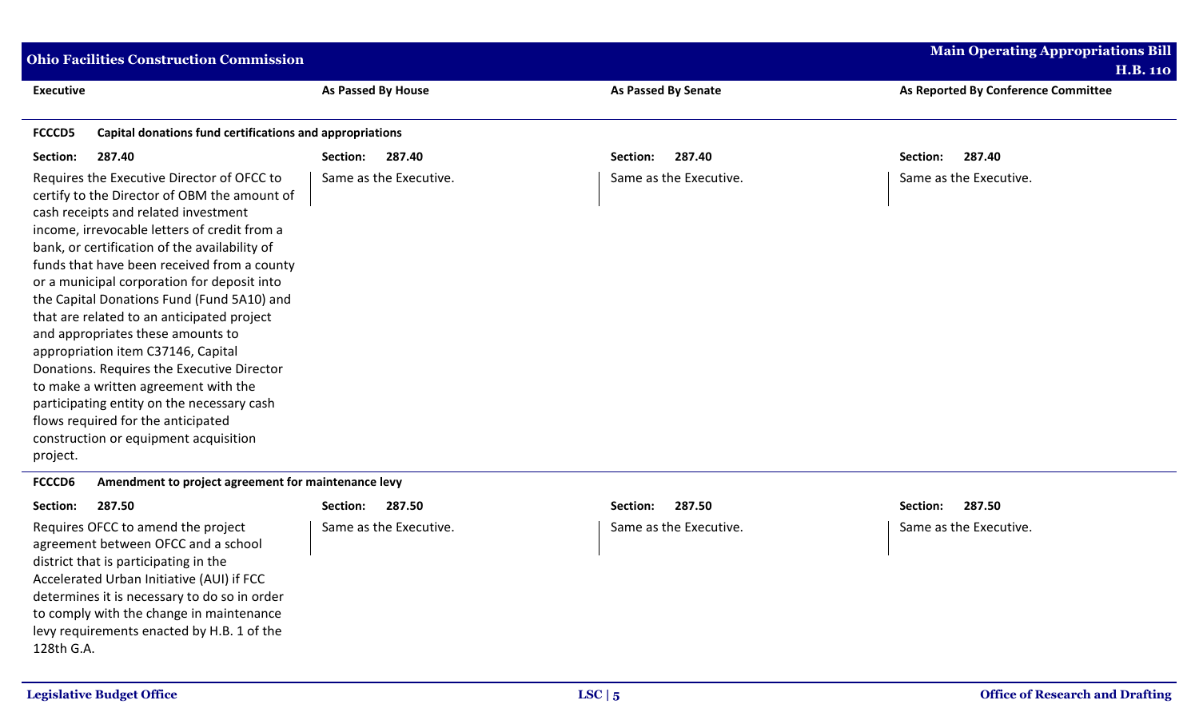| Executive | As Passed By House | As Passed By Senate | As Reported By Conference Committee |
|---|---|---|---|
| **FCCCD5 Capital donations fund certifications and appropriations** | | | |
| **Section: 287.40** | **Section: 287.40** | **Section: 287.40** | **Section: 287.40** |
| Requires the Executive Director of OFCC to certify to the Director of OBM the amount of cash receipts and related investment income, irrevocable letters of credit from a bank, or certification of the availability of funds that have been received from a county or a municipal corporation for deposit into the Capital Donations Fund (Fund 5A10) and that are related to an anticipated project and appropriates these amounts to appropriation item C37146, Capital Donations. Requires the Executive Director to make a written agreement with the participating entity on the necessary cash flows required for the anticipated construction or equipment acquisition project. | Same as the Executive. | Same as the Executive. | Same as the Executive. |
| **FCCCD6 Amendment to project agreement for maintenance levy** | | | |
| **Section: 287.50** | **Section: 287.50** | **Section: 287.50** | **Section: 287.50** |
| Requires OFCC to amend the project agreement between OFCC and a school district that is participating in the Accelerated Urban Initiative (AUI) if FCC determines it is necessary to do so in order to comply with the change in maintenance levy requirements enacted by H.B. 1 of the 128th G.A. | Same as the Executive. | Same as the Executive. | Same as the Executive. |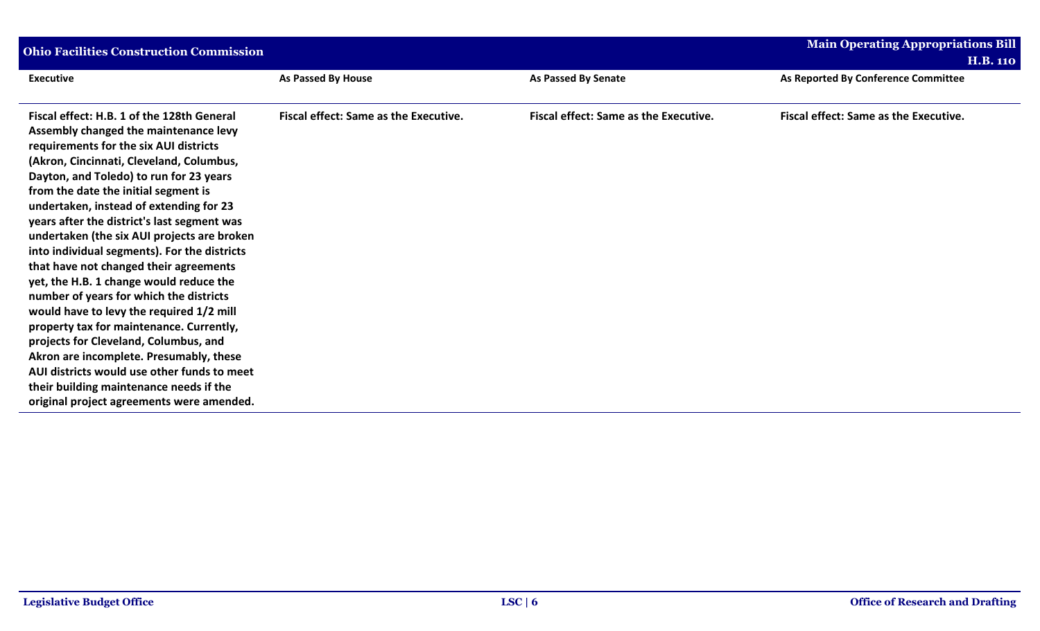| Executive | As Passed By House | As Passed By Senate | As Reported By Conference Committee |
|---|---|---|---|
| **Fiscal effect: H.B. 1 of the 128th General Assembly changed the maintenance levy requirements for the six AUI districts (Akron, Cincinnati, Cleveland, Columbus, Dayton, and Toledo) to run for 23 years from the date the initial segment is undertaken, instead of extending for 23 years after the district's last segment was undertaken (the six AUI projects are broken into individual segments). For the districts that have not changed their agreements yet, the H.B. 1 change would reduce the number of years for which the districts would have to levy the required 1/2 mill property tax for maintenance. Currently, projects for Cleveland, Columbus, and Akron are incomplete. Presumably, these AUI districts would use other funds to meet their building maintenance needs if the original project agreements were amended.** | **Fiscal effect: Same as the Executive.** | **Fiscal effect: Same as the Executive.** | **Fiscal effect: Same as the Executive.** |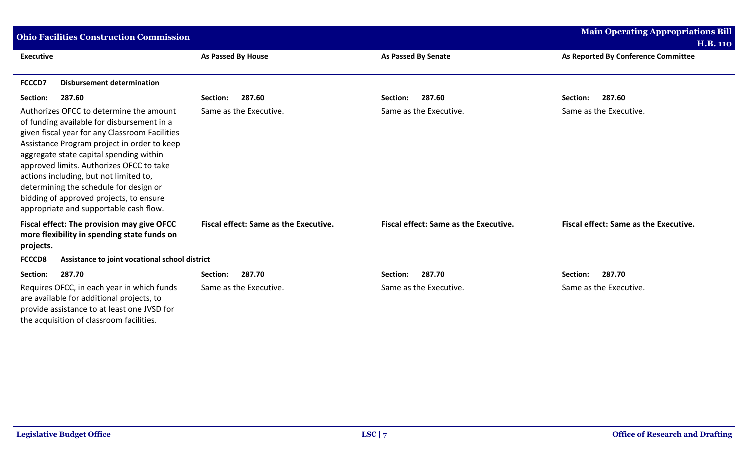| Executive | As Passed By House | As Passed By Senate | As Reported By Conference Committee |
|---|---|---|---|
| **FCCCD7 Disbursement determination** | | | |
| **Section: 287.60** | **Section: 287.60** | **Section: 287.60** | **Section: 287.60** |
| Authorizes OFCC to determine the amount of funding available for disbursement in a given fiscal year for any Classroom Facilities Assistance Program project in order to keep aggregate state capital spending within approved limits. Authorizes OFCC to take actions including, but not limited to, determining the schedule for design or bidding of approved projects, to ensure appropriate and supportable cash flow. | Same as the Executive. | Same as the Executive. | Same as the Executive. |
| **Fiscal effect: The provision may give OFCC more flexibility in spending state funds on projects.** | **Fiscal effect: Same as the Executive.** | **Fiscal effect: Same as the Executive.** | **Fiscal effect: Same as the Executive.** |
| **FCCCD8 Assistance to joint vocational school district** | | | |
| **Section: 287.70** | **Section: 287.70** | **Section: 287.70** | **Section: 287.70** |
| Requires OFCC, in each year in which funds are available for additional projects, to provide assistance to at least one JVSD for the acquisition of classroom facilities. | Same as the Executive. | Same as the Executive. | Same as the Executive. |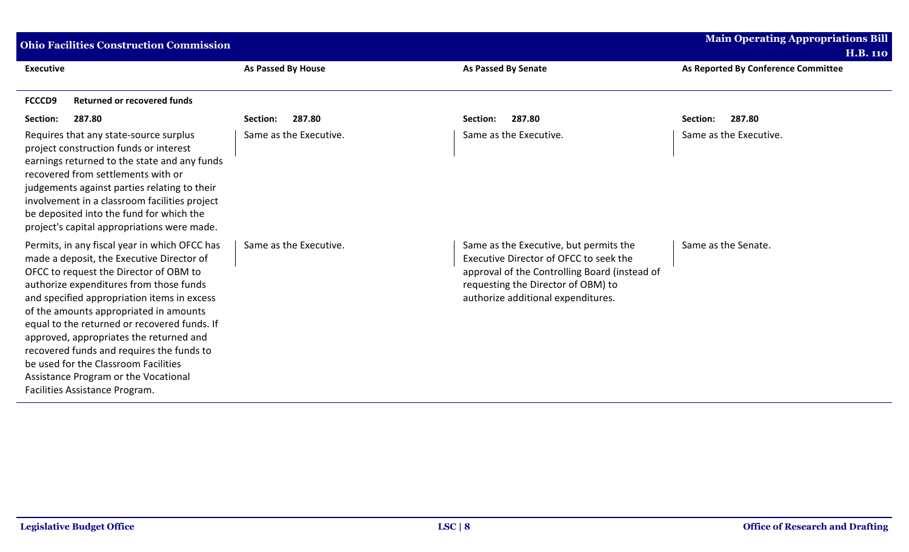| Executive | As Passed By House | As Passed By Senate | As Reported By Conference Committee |
|---|---|---|---|
| **FCCCD9 Returned or recovered funds** | | | |
| **Section: 287.80** | **Section: 287.80** | **Section: 287.80** | **Section: 287.80** |
| Requires that any state-source surplus project construction funds or interest earnings returned to the state and any funds recovered from settlements with or judgements against parties relating to their involvement in a classroom facilities project be deposited into the fund for which the project's capital appropriations were made. | Same as the Executive. | Same as the Executive. | Same as the Executive. |
| Permits, in any fiscal year in which OFCC has made a deposit, the Executive Director of OFCC to request the Director of OBM to authorize expenditures from those funds and specified appropriation items in excess of the amounts appropriated in amounts equal to the returned or recovered funds. If approved, appropriates the returned and recovered funds and requires the funds to be used for the Classroom Facilities Assistance Program or the Vocational Facilities Assistance Program. | Same as the Executive. | Same as the Executive, but permits the Executive Director of OFCC to seek the approval of the Controlling Board (instead of requesting the Director of OBM) to authorize additional expenditures. | Same as the Senate. |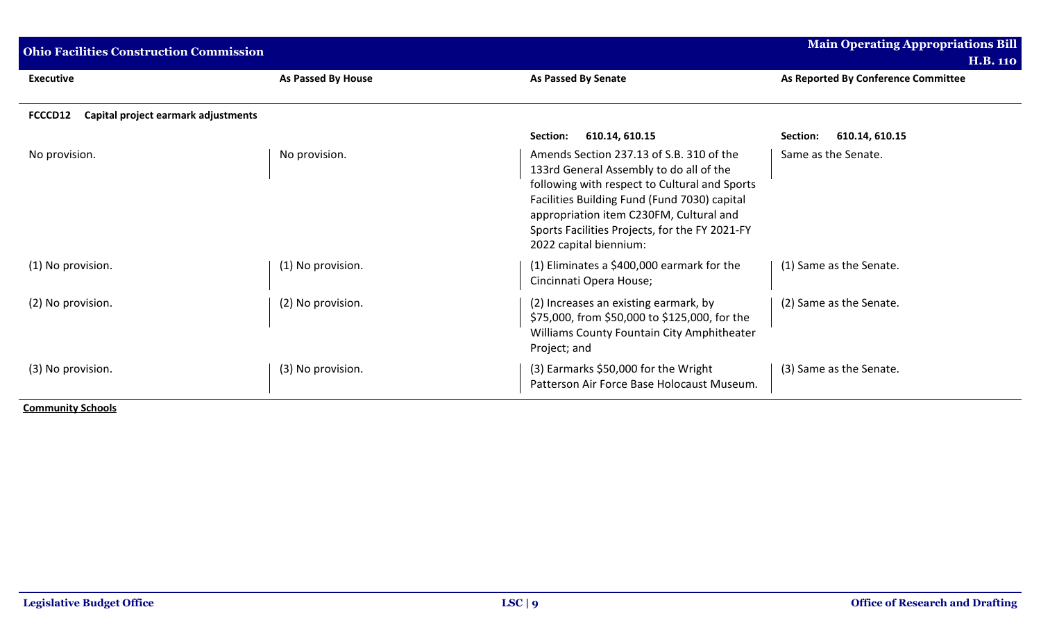| Executive | As Passed By House | As Passed By Senate | As Reported By Conference Committee |
|---|---|---|---|
| **FCCCD12 Capital project earmark adjustments** | | | |
| | | **Section: 610.14, 610.15** | **Section: 610.14, 610.15** |
| No provision. | No provision. | Amends Section 237.13 of S.B. 310 of the 133rd General Assembly to do all of the following with respect to Cultural and Sports Facilities Building Fund (Fund 7030) capital appropriation item C230FM, Cultural and Sports Facilities Projects, for the FY 2021-FY 2022 capital biennium: | Same as the Senate. |
| (1) No provision. | (1) No provision. | (1) Eliminates a $400,000 earmark for the Cincinnati Opera House; | (1) Same as the Senate. |
| (2) No provision. | (2) No provision. | (2) Increases an existing earmark, by $75,000, from $50,000 to $125,000, for the Williams County Fountain City Amphitheater Project; and | (2) Same as the Senate. |
| (3) No provision. | (3) No provision. | (3) Earmarks $50,000 for the Wright Patterson Air Force Base Holocaust Museum. | (3) Same as the Senate. |

**Community Schools**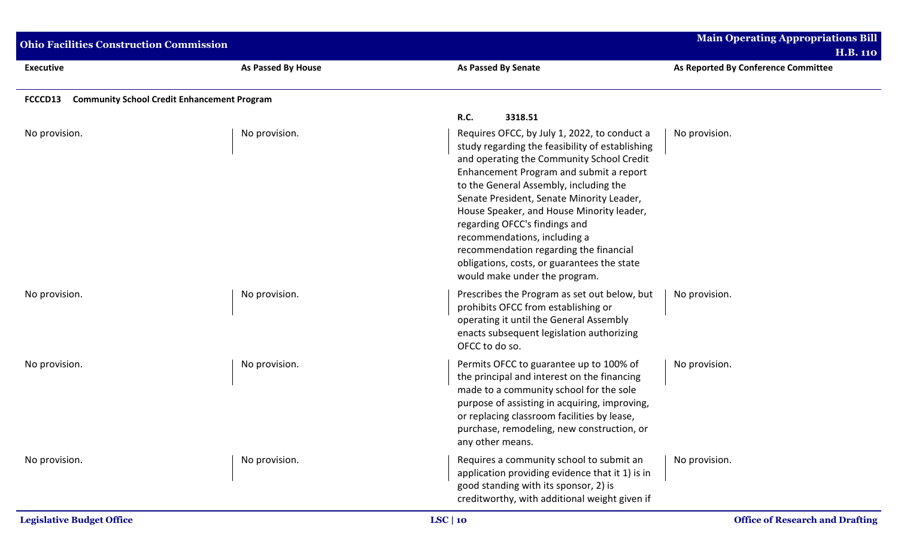| Executive | As Passed By House | As Passed By Senate | As Reported By Conference Committee |
|---|---|---|---|
| **FCCCD13 Community School Credit Enhancement Program** | | | |
| | | **R.C. 3318.51** | |
| No provision. | No provision. | Requires OFCC, by July 1, 2022, to conduct a study regarding the feasibility of establishing and operating the Community School Credit Enhancement Program and submit a report to the General Assembly, including the Senate President, Senate Minority Leader, House Speaker, and House Minority leader, regarding OFCC's findings and recommendations, including a recommendation regarding the financial obligations, costs, or guarantees the state would make under the program. | No provision. |
| No provision. | No provision. | Prescribes the Program as set out below, but prohibits OFCC from establishing or operating it until the General Assembly enacts subsequent legislation authorizing OFCC to do so. | No provision. |
| No provision. | No provision. | Permits OFCC to guarantee up to 100% of the principal and interest on the financing made to a community school for the sole purpose of assisting in acquiring, improving, or replacing classroom facilities by lease, purchase, remodeling, new construction, or any other means. | No provision. |
| No provision. | No provision. | Requires a community school to submit an application providing evidence that it 1) is in good standing with its sponsor, 2) is creditworthy, with additional weight given if | No provision. |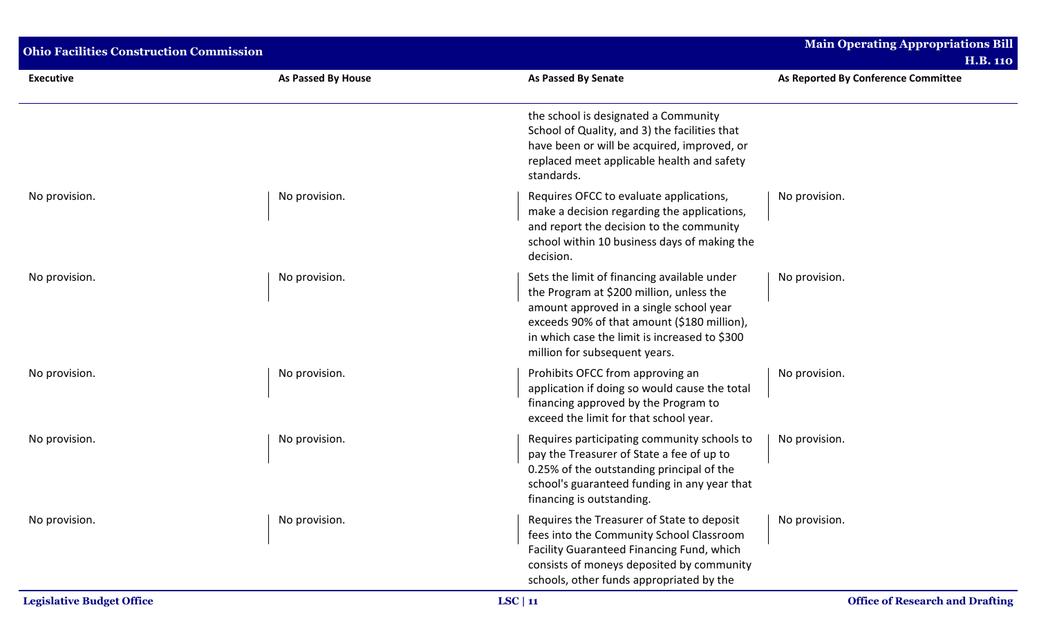| Executive | As Passed By House | As Passed By Senate | As Reported By Conference Committee |
|---|---|---|---|
| | | the school is designated a Community School of Quality, and 3) the facilities that have been or will be acquired, improved, or replaced meet applicable health and safety standards. | |
| No provision. | No provision. | Requires OFCC to evaluate applications, make a decision regarding the applications, and report the decision to the community school within 10 business days of making the decision. | No provision. |
| No provision. | No provision. | Sets the limit of financing available under the Program at $200 million, unless the amount approved in a single school year exceeds 90% of that amount ($180 million), in which case the limit is increased to $300 million for subsequent years. | No provision. |
| No provision. | No provision. | Prohibits OFCC from approving an application if doing so would cause the total financing approved by the Program to exceed the limit for that school year. | No provision. |
| No provision. | No provision. | Requires participating community schools to pay the Treasurer of State a fee of up to 0.25% of the outstanding principal of the school's guaranteed funding in any year that financing is outstanding. | No provision. |
| No provision. | No provision. | Requires the Treasurer of State to deposit fees into the Community School Classroom Facility Guaranteed Financing Fund, which consists of moneys deposited by community schools, other funds appropriated by the | No provision. |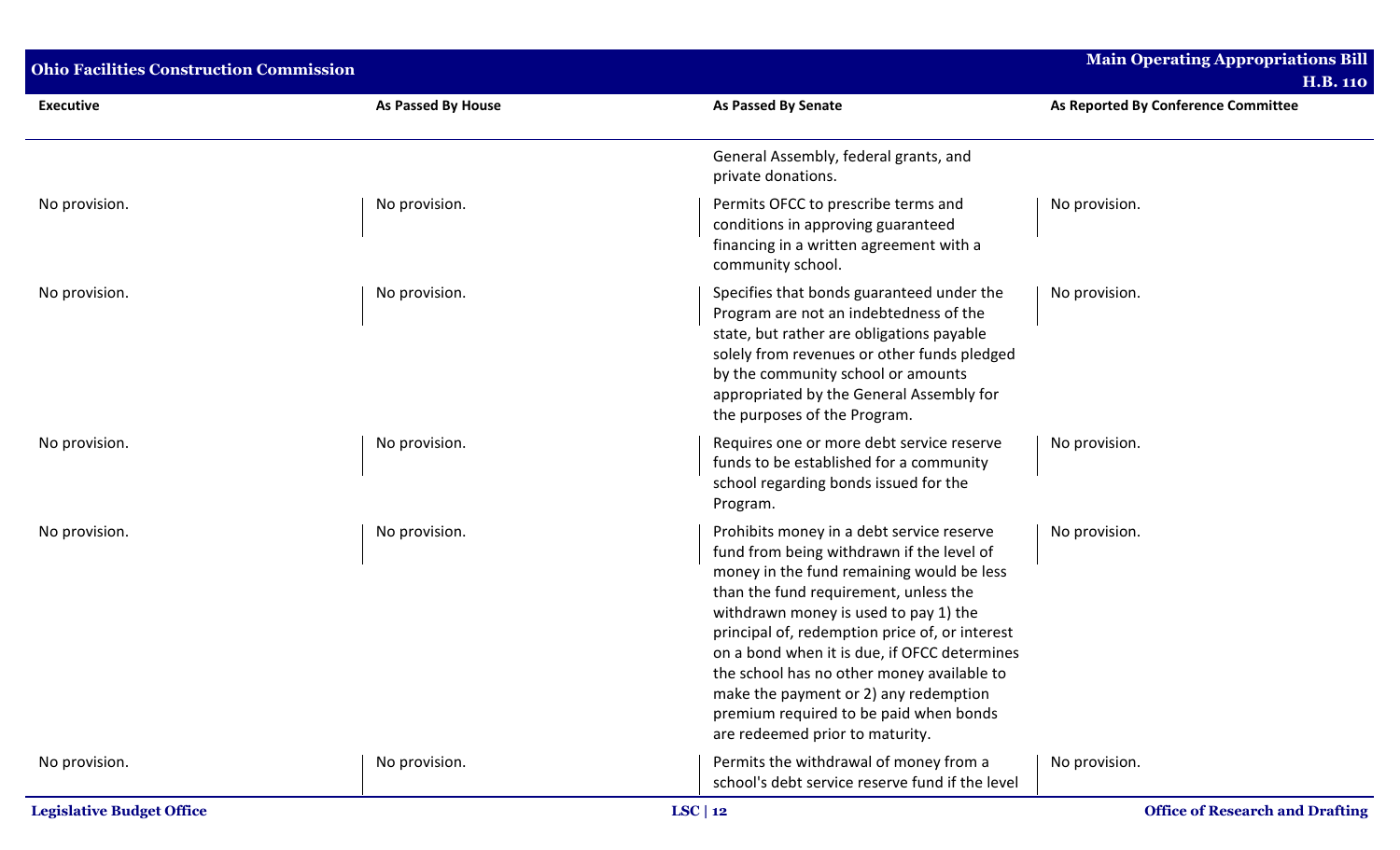| Executive | As Passed By House | As Passed By Senate | As Reported By Conference Committee |
|---|---|---|---|
| | | General Assembly, federal grants, and private donations. | |
| No provision. | No provision. | Permits OFCC to prescribe terms and conditions in approving guaranteed financing in a written agreement with a community school. | No provision. |
| No provision. | No provision. | Specifies that bonds guaranteed under the Program are not an indebtedness of the state, but rather are obligations payable solely from revenues or other funds pledged by the community school or amounts appropriated by the General Assembly for the purposes of the Program. | No provision. |
| No provision. | No provision. | Requires one or more debt service reserve funds to be established for a community school regarding bonds issued for the Program. | No provision. |
| No provision. | No provision. | Prohibits money in a debt service reserve fund from being withdrawn if the level of money in the fund remaining would be less than the fund requirement, unless the withdrawn money is used to pay 1) the principal of, redemption price of, or interest on a bond when it is due, if OFCC determines the school has no other money available to make the payment or 2) any redemption premium required to be paid when bonds are redeemed prior to maturity. | No provision. |
| No provision. | No provision. | Permits the withdrawal of money from a school's debt service reserve fund if the level | No provision. |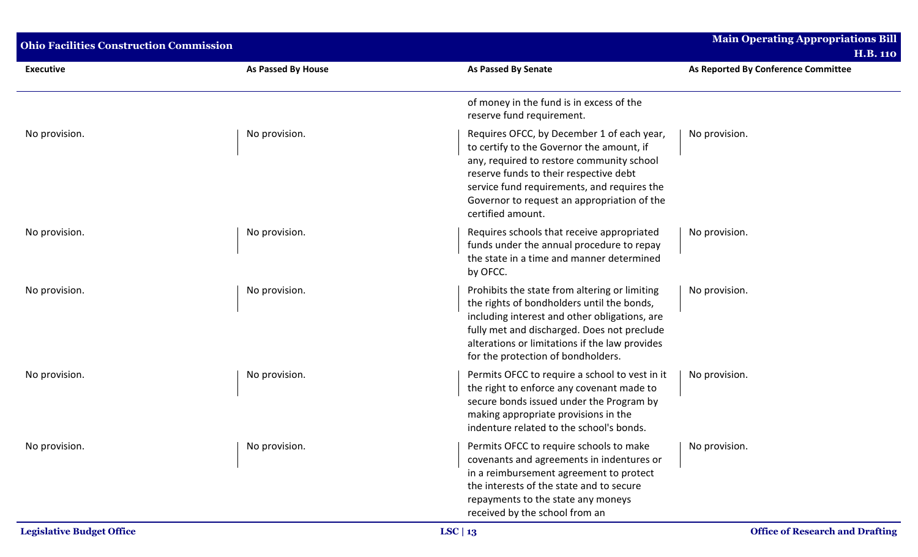| Executive | As Passed By House | As Passed By Senate | As Reported By Conference Committee |
|---|---|---|---|
| | | of money in the fund is in excess of the reserve fund requirement. | |
| No provision. | No provision. | Requires OFCC, by December 1 of each year, to certify to the Governor the amount, if any, required to restore community school reserve funds to their respective debt service fund requirements, and requires the Governor to request an appropriation of the certified amount. | No provision. |
| No provision. | No provision. | Requires schools that receive appropriated funds under the annual procedure to repay the state in a time and manner determined by OFCC. | No provision. |
| No provision. | No provision. | Prohibits the state from altering or limiting the rights of bondholders until the bonds, including interest and other obligations, are fully met and discharged. Does not preclude alterations or limitations if the law provides for the protection of bondholders. | No provision. |
| No provision. | No provision. | Permits OFCC to require a school to vest in it the right to enforce any covenant made to secure bonds issued under the Program by making appropriate provisions in the indenture related to the school's bonds. | No provision. |
| No provision. | No provision. | Permits OFCC to require schools to make covenants and agreements in indentures or in a reimbursement agreement to protect the interests of the state and to secure repayments to the state any moneys received by the school from an | No provision. |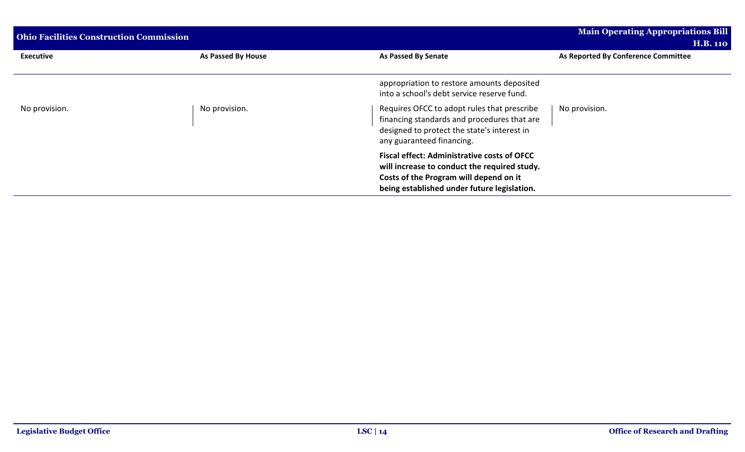| Executive | As Passed By House | As Passed By Senate | As Reported By Conference Committee |
|---|---|---|---|
| | | appropriation to restore amounts deposited into a school's debt service reserve fund. | |
| No provision. | No provision. | Requires OFCC to adopt rules that prescribe financing standards and procedures that are designed to protect the state's interest in any guaranteed financing. | No provision. |
| | | **Fiscal effect: Administrative costs of OFCC will increase to conduct the required study. Costs of the Program will depend on it being established under future legislation.** | |